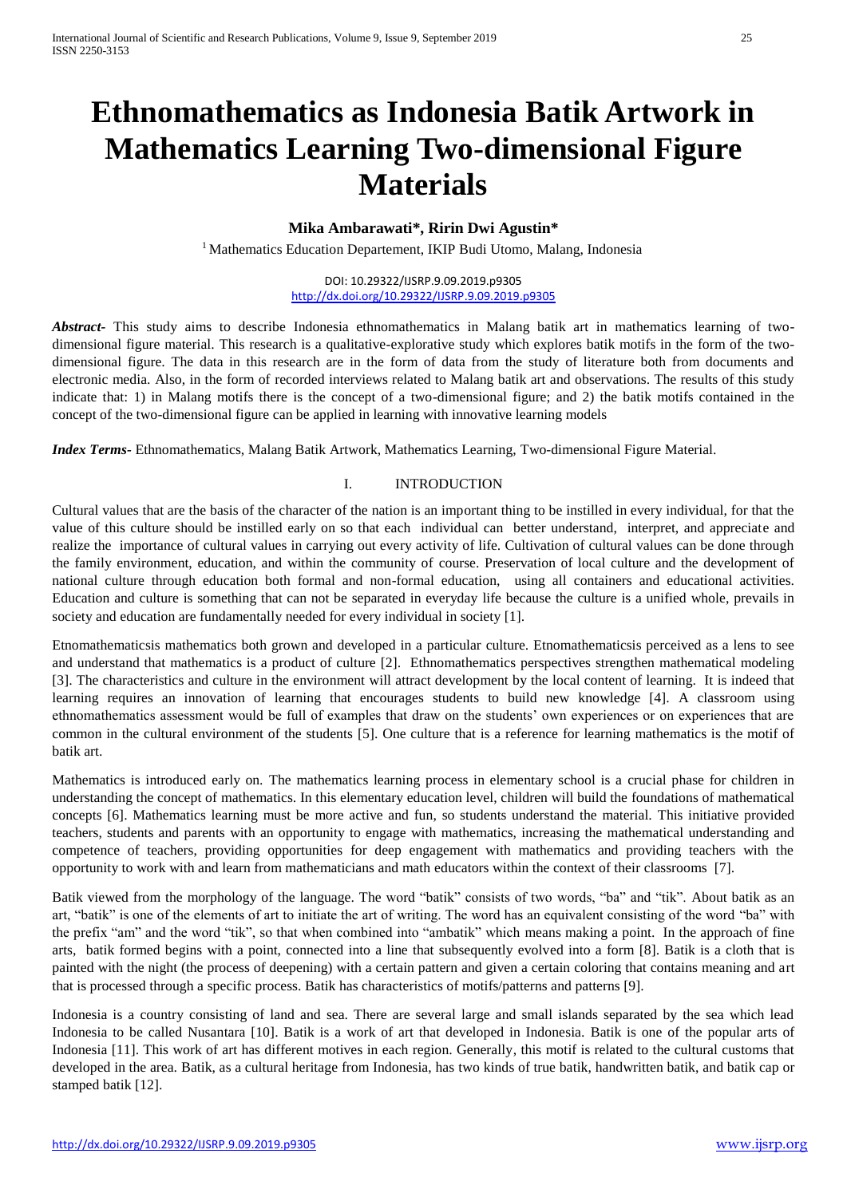# Ethnomathematics as Indonesia Batik Artwork in Mathematics Learning Two-dimensional Figure Materials

**Mika Ambarawati\*, Ririn Dwi Agustin\***

[1] Mathematics Education Departement, IKIP Budi Utomo, Malang, Indonesia

DOI: 10.29322/IJSRP.9.09.2019.p9305
http://dx.doi.org/10.29322/IJSRP.9.09.2019.p9305

***Abstract-*** This study aims to describe Indonesia ethnomathematics in Malang batik art in mathematics learning of two-dimensional figure material. This research is a qualitative-explorative study which explores batik motifs in the form of the two-dimensional figure. The data in this research are in the form of data from the study of literature both from documents and electronic media. Also, in the form of recorded interviews related to Malang batik art and observations. The results of this study indicate that: 1) in Malang motifs there is the concept of a two-dimensional figure; and 2) the batik motifs contained in the concept of the two-dimensional figure can be applied in learning with innovative learning models

***Index Terms-*** Ethnomathematics, Malang Batik Artwork, Mathematics Learning, Two-dimensional Figure Material.

## I. INTRODUCTION

Cultural values that are the basis of the character of the nation is an important thing to be instilled in every individual, for that the value of this culture should be instilled early on so that each individual can better understand, interpret, and appreciate and realize the importance of cultural values in carrying out every activity of life. Cultivation of cultural values can be done through the family environment, education, and within the community of course. Preservation of local culture and the development of national culture through education both formal and non-formal education, using all containers and educational activities. Education and culture is something that can not be separated in everyday life because the culture is a unified whole, prevails in society and education are fundamentally needed for every individual in society [1].

Etnomathematicsis mathematics both grown and developed in a particular culture. Etnomathematicsis perceived as a lens to see and understand that mathematics is a product of culture [2]. Ethnomathematics perspectives strengthen mathematical modeling [3]. The characteristics and culture in the environment will attract development by the local content of learning. It is indeed that learning requires an innovation of learning that encourages students to build new knowledge [4]. A classroom using ethnomathematics assessment would be full of examples that draw on the students' own experiences or on experiences that are common in the cultural environment of the students [5]. One culture that is a reference for learning mathematics is the motif of batik art.

Mathematics is introduced early on. The mathematics learning process in elementary school is a crucial phase for children in understanding the concept of mathematics. In this elementary education level, children will build the foundations of mathematical concepts [6]. Mathematics learning must be more active and fun, so students understand the material. This initiative provided teachers, students and parents with an opportunity to engage with mathematics, increasing the mathematical understanding and competence of teachers, providing opportunities for deep engagement with mathematics and providing teachers with the opportunity to work with and learn from mathematicians and math educators within the context of their classrooms [7].

Batik viewed from the morphology of the language. The word "batik" consists of two words, "ba" and "tik". About batik as an art, "batik" is one of the elements of art to initiate the art of writing. The word has an equivalent consisting of the word "ba" with the prefix "am" and the word "tik", so that when combined into "ambatik" which means making a point. In the approach of fine arts, batik formed begins with a point, connected into a line that subsequently evolved into a form [8]. Batik is a cloth that is painted with the night (the process of deepening) with a certain pattern and given a certain coloring that contains meaning and art that is processed through a specific process. Batik has characteristics of motifs/patterns and patterns [9].

Indonesia is a country consisting of land and sea. There are several large and small islands separated by the sea which lead Indonesia to be called Nusantara [10]. Batik is a work of art that developed in Indonesia. Batik is one of the popular arts of Indonesia [11]. This work of art has different motives in each region. Generally, this motif is related to the cultural customs that developed in the area. Batik, as a cultural heritage from Indonesia, has two kinds of true batik, handwritten batik, and batik cap or stamped batik [12].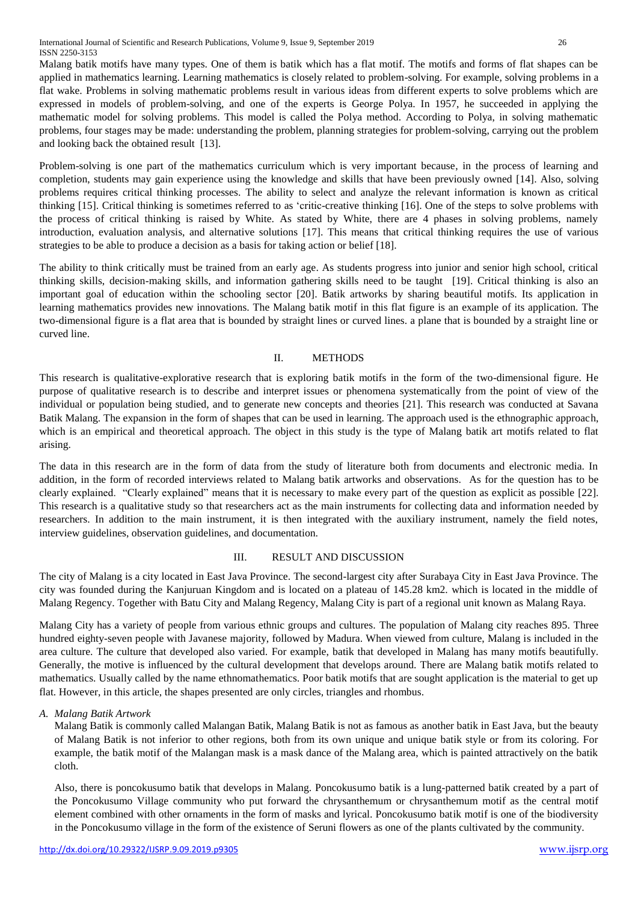Malang batik motifs have many types. One of them is batik which has a flat motif. The motifs and forms of flat shapes can be applied in mathematics learning. Learning mathematics is closely related to problem-solving. For example, solving problems in a flat wake. Problems in solving mathematic problems result in various ideas from different experts to solve problems which are expressed in models of problem-solving, and one of the experts is George Polya. In 1957, he succeeded in applying the mathematic model for solving problems. This model is called the Polya method. According to Polya, in solving mathematic problems, four stages may be made: understanding the problem, planning strategies for problem-solving, carrying out the problem and looking back the obtained result [13].

Problem-solving is one part of the mathematics curriculum which is very important because, in the process of learning and completion, students may gain experience using the knowledge and skills that have been previously owned [14]. Also, solving problems requires critical thinking processes. The ability to select and analyze the relevant information is known as critical thinking [15]. Critical thinking is sometimes referred to as 'critic-creative thinking [16]. One of the steps to solve problems with the process of critical thinking is raised by White. As stated by White, there are 4 phases in solving problems, namely introduction, evaluation analysis, and alternative solutions [17]. This means that critical thinking requires the use of various strategies to be able to produce a decision as a basis for taking action or belief [18].

The ability to think critically must be trained from an early age. As students progress into junior and senior high school, critical thinking skills, decision-making skills, and information gathering skills need to be taught [19]. Critical thinking is also an important goal of education within the schooling sector [20]. Batik artworks by sharing beautiful motifs. Its application in learning mathematics provides new innovations. The Malang batik motif in this flat figure is an example of its application. The two-dimensional figure is a flat area that is bounded by straight lines or curved lines. a plane that is bounded by a straight line or curved line.

## II. METHODS

This research is qualitative-explorative research that is exploring batik motifs in the form of the two-dimensional figure. He purpose of qualitative research is to describe and interpret issues or phenomena systematically from the point of view of the individual or population being studied, and to generate new concepts and theories [21]. This research was conducted at Savana Batik Malang. The expansion in the form of shapes that can be used in learning. The approach used is the ethnographic approach, which is an empirical and theoretical approach. The object in this study is the type of Malang batik art motifs related to flat arising.

The data in this research are in the form of data from the study of literature both from documents and electronic media. In addition, in the form of recorded interviews related to Malang batik artworks and observations. As for the question has to be clearly explained. "Clearly explained" means that it is necessary to make every part of the question as explicit as possible [22]. This research is a qualitative study so that researchers act as the main instruments for collecting data and information needed by researchers. In addition to the main instrument, it is then integrated with the auxiliary instrument, namely the field notes, interview guidelines, observation guidelines, and documentation.

## III. RESULT AND DISCUSSION

The city of Malang is a city located in East Java Province. The second-largest city after Surabaya City in East Java Province. The city was founded during the Kanjuruan Kingdom and is located on a plateau of 145.28 km2. which is located in the middle of Malang Regency. Together with Batu City and Malang Regency, Malang City is part of a regional unit known as Malang Raya.

Malang City has a variety of people from various ethnic groups and cultures. The population of Malang city reaches 895. Three hundred eighty-seven people with Javanese majority, followed by Madura. When viewed from culture, Malang is included in the area culture. The culture that developed also varied. For example, batik that developed in Malang has many motifs beautifully. Generally, the motive is influenced by the cultural development that develops around. There are Malang batik motifs related to mathematics. Usually called by the name ethnomathematics. Poor batik motifs that are sought application is the material to get up flat. However, in this article, the shapes presented are only circles, triangles and rhombus.

### *A. Malang Batik Artwork*

Malang Batik is commonly called Malangan Batik, Malang Batik is not as famous as another batik in East Java, but the beauty of Malang Batik is not inferior to other regions, both from its own unique and unique batik style or from its coloring. For example, the batik motif of the Malangan mask is a mask dance of the Malang area, which is painted attractively on the batik cloth.

Also, there is poncokusumo batik that develops in Malang. Poncokusumo batik is a lung-patterned batik created by a part of the Poncokusumo Village community who put forward the chrysanthemum or chrysanthemum motif as the central motif element combined with other ornaments in the form of masks and lyrical. Poncokusumo batik motif is one of the biodiversity in the Poncokusumo village in the form of the existence of Seruni flowers as one of the plants cultivated by the community.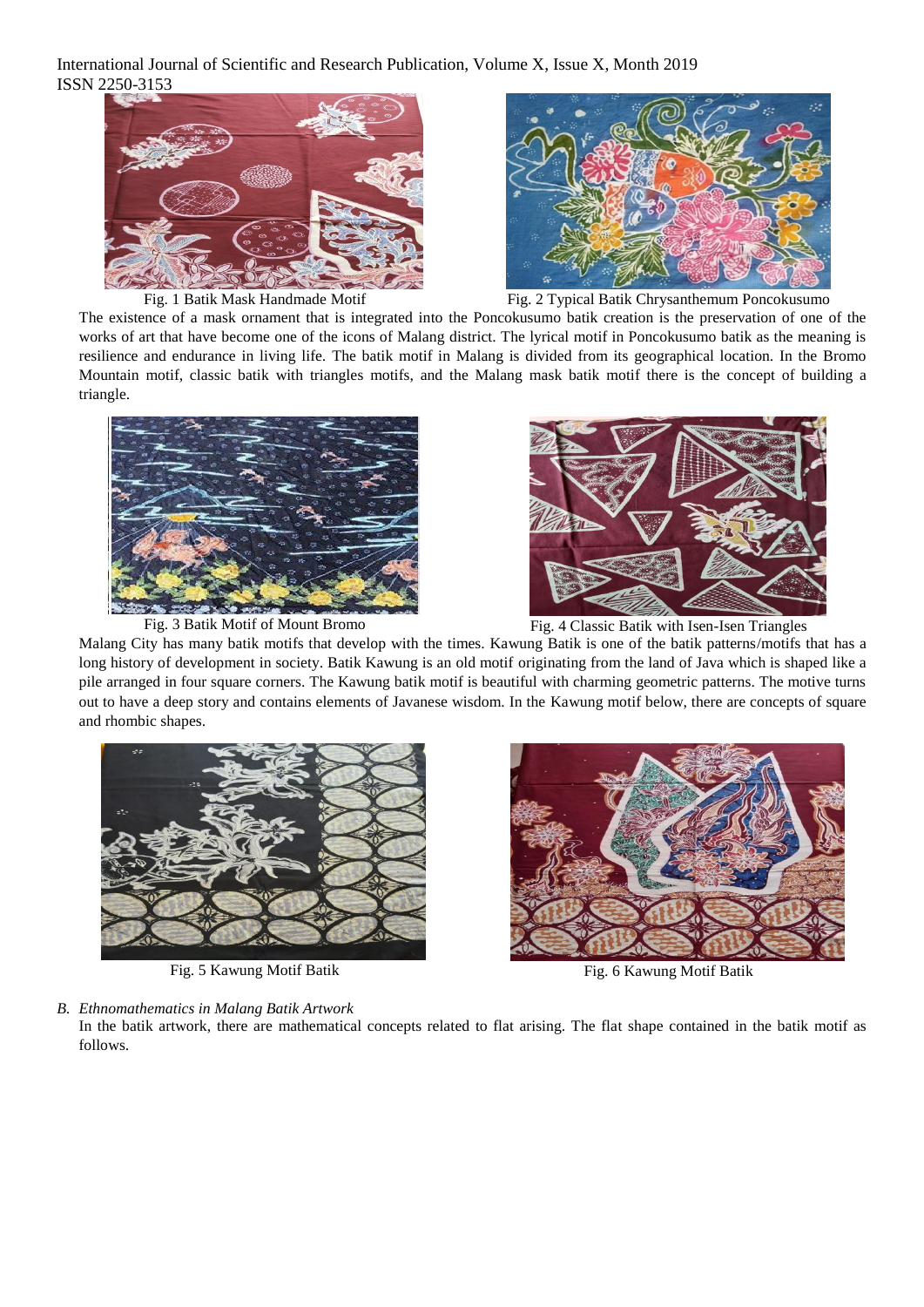Fig. 1 Batik Mask Handmade Motif

Fig. 2 Typical Batik Chrysanthemum Poncokusumo

The existence of a mask ornament that is integrated into the Poncokusumo batik creation is the preservation of one of the works of art that have become one of the icons of Malang district. The lyrical motif in Poncokusumo batik as the meaning is resilience and endurance in living life. The batik motif in Malang is divided from its geographical location. In the Bromo Mountain motif, classic batik with triangles motifs, and the Malang mask batik motif there is the concept of building a triangle.

Fig. 3 Batik Motif of Mount Bromo

Fig. 4 Classic Batik with Isen-Isen Triangles

Malang City has many batik motifs that develop with the times. Kawung Batik is one of the batik patterns/motifs that has a long history of development in society. Batik Kawung is an old motif originating from the land of Java which is shaped like a pile arranged in four square corners. The Kawung batik motif is beautiful with charming geometric patterns. The motive turns out to have a deep story and contains elements of Javanese wisdom. In the Kawung motif below, there are concepts of square and rhombic shapes.

Fig. 5 Kawung Motif Batik

Fig. 6 Kawung Motif Batik

*B. Ethnomathematics in Malang Batik Artwork*

In the batik artwork, there are mathematical concepts related to flat arising. The flat shape contained in the batik motif as follows.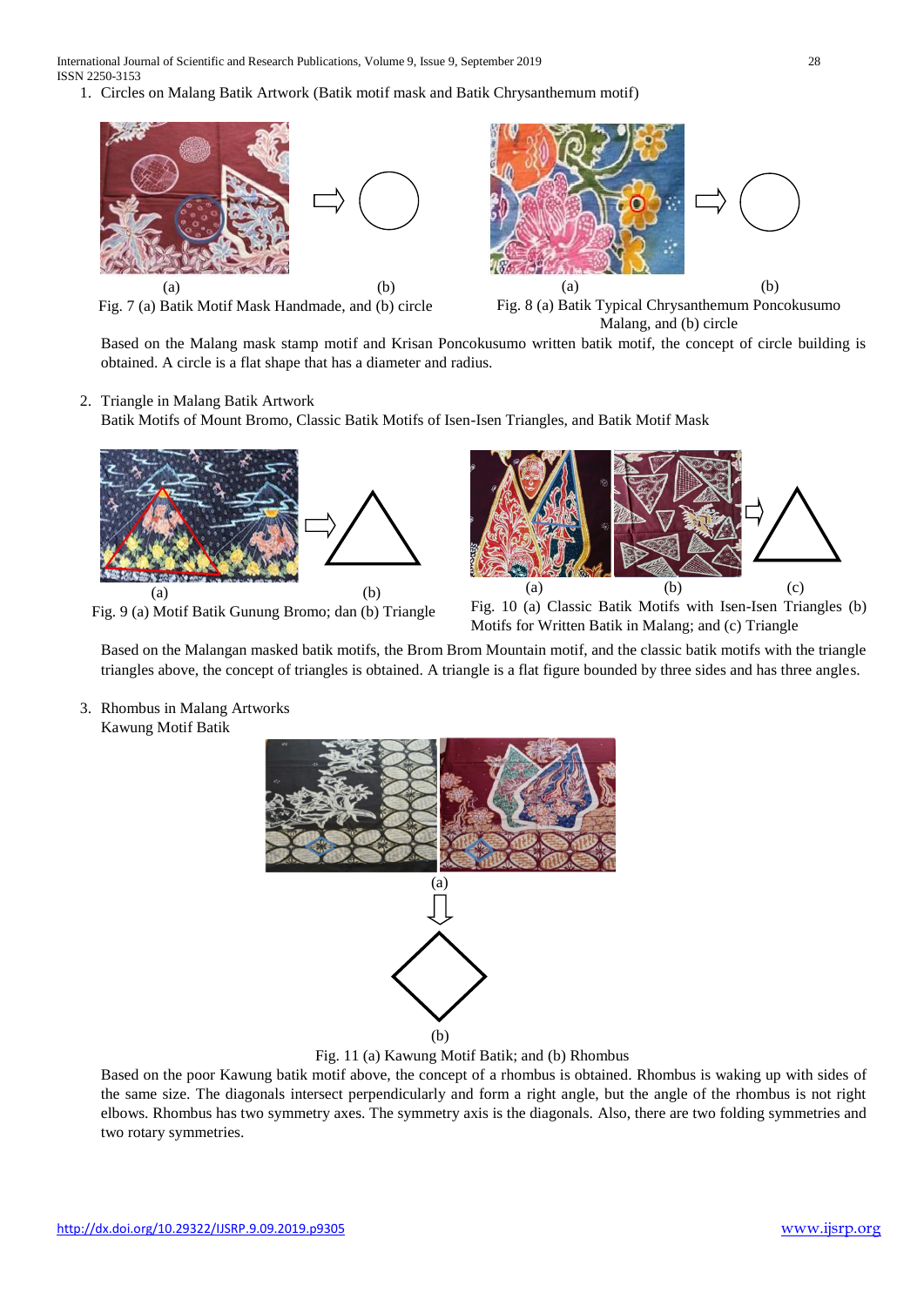1. Circles on Malang Batik Artwork (Batik motif mask and Batik Chrysanthemum motif)

(a) (b)

Fig. 7 (a) Batik Motif Mask Handmade, and (b) circle

(a) (b)

Fig. 8 (a) Batik Typical Chrysanthemum Poncokusumo Malang, and (b) circle

Based on the Malang mask stamp motif and Krisan Poncokusumo written batik motif, the concept of circle building is obtained. A circle is a flat shape that has a diameter and radius.

2. Triangle in Malang Batik Artwork
   Batik Motifs of Mount Bromo, Classic Batik Motifs of Isen-Isen Triangles, and Batik Motif Mask

(a) (b)

Fig. 9 (a) Motif Batik Gunung Bromo; dan (b) Triangle

(a) (b) (c)

Fig. 10 (a) Classic Batik Motifs with Isen-Isen Triangles (b) Motifs for Written Batik in Malang; and (c) Triangle

Based on the Malangan masked batik motifs, the Brom Brom Mountain motif, and the classic batik motifs with the triangle triangles above, the concept of triangles is obtained. A triangle is a flat figure bounded by three sides and has three angles.

3. Rhombus in Malang Artworks
   Kawung Motif Batik

(a)

(b)

Fig. 11 (a) Kawung Motif Batik; and (b) Rhombus

Based on the poor Kawung batik motif above, the concept of a rhombus is obtained. Rhombus is waking up with sides of the same size. The diagonals intersect perpendicularly and form a right angle, but the angle of the rhombus is not right elbows. Rhombus has two symmetry axes. The symmetry axis is the diagonals. Also, there are two folding symmetries and two rotary symmetries.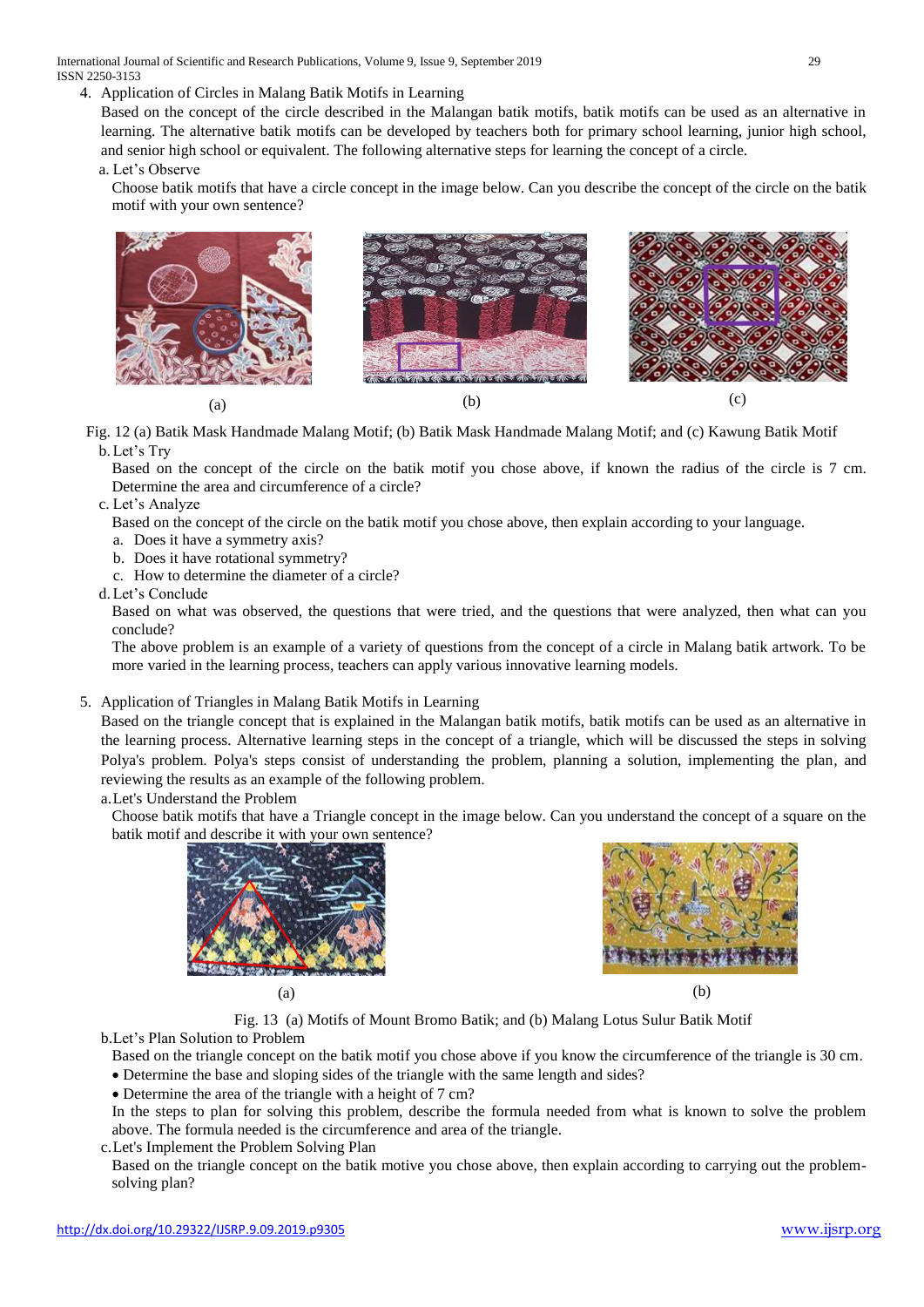4. Application of Circles in Malang Batik Motifs in Learning

   Based on the concept of the circle described in the Malangan batik motifs, batik motifs can be used as an alternative in learning. The alternative batik motifs can be developed by teachers both for primary school learning, junior high school, and senior high school or equivalent. The following alternative steps for learning the concept of a circle.

   a. Let's Observe

   Choose batik motifs that have a circle concept in the image below. Can you describe the concept of the circle on the batik motif with your own sentence?

   (a) (b) (c)

   Fig. 12 (a) Batik Mask Handmade Malang Motif; (b) Batik Mask Handmade Malang Motif; and (c) Kawung Batik Motif

   b. Let's Try

   Based on the concept of the circle on the batik motif you chose above, if known the radius of the circle is 7 cm. Determine the area and circumference of a circle?

   c. Let's Analyze

   Based on the concept of the circle on the batik motif you chose above, then explain according to your language.

   a. Does it have a symmetry axis?
   b. Does it have rotational symmetry?
   c. How to determine the diameter of a circle?

   d. Let's Conclude

   Based on what was observed, the questions that were tried, and the questions that were analyzed, then what can you conclude?

   The above problem is an example of a variety of questions from the concept of a circle in Malang batik artwork. To be more varied in the learning process, teachers can apply various innovative learning models.

5. Application of Triangles in Malang Batik Motifs in Learning

   Based on the triangle concept that is explained in the Malangan batik motifs, batik motifs can be used as an alternative in the learning process. Alternative learning steps in the concept of a triangle, which will be discussed the steps in solving Polya's problem. Polya's steps consist of understanding the problem, planning a solution, implementing the plan, and reviewing the results as an example of the following problem.

   a. Let's Understand the Problem

   Choose batik motifs that have a Triangle concept in the image below. Can you understand the concept of a square on the batik motif and describe it with your own sentence?

   (a) (b)

   Fig. 13 (a) Motifs of Mount Bromo Batik; and (b) Malang Lotus Sulur Batik Motif

   b. Let's Plan Solution to Problem

   Based on the triangle concept on the batik motif you chose above if you know the circumference of the triangle is 30 cm.

   - Determine the base and sloping sides of the triangle with the same length and sides?
   - Determine the area of the triangle with a height of 7 cm?

   In the steps to plan for solving this problem, describe the formula needed from what is known to solve the problem above. The formula needed is the circumference and area of the triangle.

   c. Let's Implement the Problem Solving Plan

   Based on the triangle concept on the batik motive you chose above, then explain according to carrying out the problem-solving plan?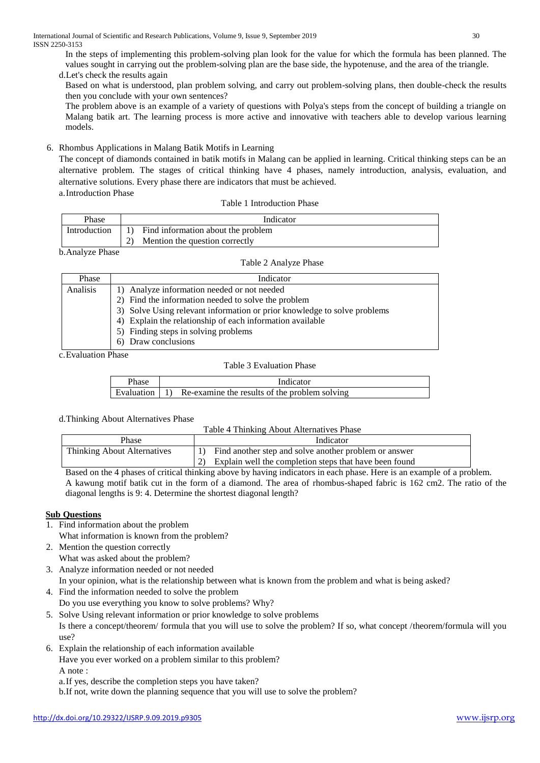In the steps of implementing this problem-solving plan look for the value for which the formula has been planned. The values sought in carrying out the problem-solving plan are the base side, the hypotenuse, and the area of the triangle.

d. Let's check the results again

Based on what is understood, plan problem solving, and carry out problem-solving plans, then double-check the results then you conclude with your own sentences?

The problem above is an example of a variety of questions with Polya's steps from the concept of building a triangle on Malang batik art. The learning process is more active and innovative with teachers able to develop various learning models.

6. Rhombus Applications in Malang Batik Motifs in Learning

The concept of diamonds contained in batik motifs in Malang can be applied in learning. Critical thinking steps can be an alternative problem. The stages of critical thinking have 4 phases, namely introduction, analysis, evaluation, and alternative solutions. Every phase there are indicators that must be achieved.

a. Introduction Phase

Table 1 Introduction Phase

| Phase | Indicator |
|---|---|
| Introduction | 1) Find information about the problem<br>2) Mention the question correctly |

b. Analyze Phase

Table 2 Analyze Phase

| Phase | Indicator |
|---|---|
| Analisis | 1) Analyze information needed or not needed<br>2) Find the information needed to solve the problem<br>3) Solve Using relevant information or prior knowledge to solve problems<br>4) Explain the relationship of each information available<br>5) Finding steps in solving problems<br>6) Draw conclusions |

c. Evaluation Phase

Table 3 Evaluation Phase

| Phase | Indicator |
|---|---|
| Evaluation | 1) Re-examine the results of the problem solving |

d. Thinking About Alternatives Phase

Table 4 Thinking About Alternatives Phase

| Phase | Indicator |
|---|---|
| Thinking About Alternatives | 1) Find another step and solve another problem or answer<br>2) Explain well the completion steps that have been found |

Based on the 4 phases of critical thinking above by having indicators in each phase. Here is an example of a problem.

A kawung motif batik cut in the form of a diamond. The area of rhombus-shaped fabric is 162 cm2. The ratio of the diagonal lengths is 9: 4. Determine the shortest diagonal length?

**Sub Questions**

1. Find information about the problem
   What information is known from the problem?
2. Mention the question correctly
   What was asked about the problem?
3. Analyze information needed or not needed
   In your opinion, what is the relationship between what is known from the problem and what is being asked?
4. Find the information needed to solve the problem
   Do you use everything you know to solve problems? Why?
5. Solve Using relevant information or prior knowledge to solve problems
   Is there a concept/theorem/ formula that you will use to solve the problem? If so, what concept /theorem/formula will you use?
6. Explain the relationship of each information available
   Have you ever worked on a problem similar to this problem?
   A note :
   a. If yes, describe the completion steps you have taken?
   b. If not, write down the planning sequence that you will use to solve the problem?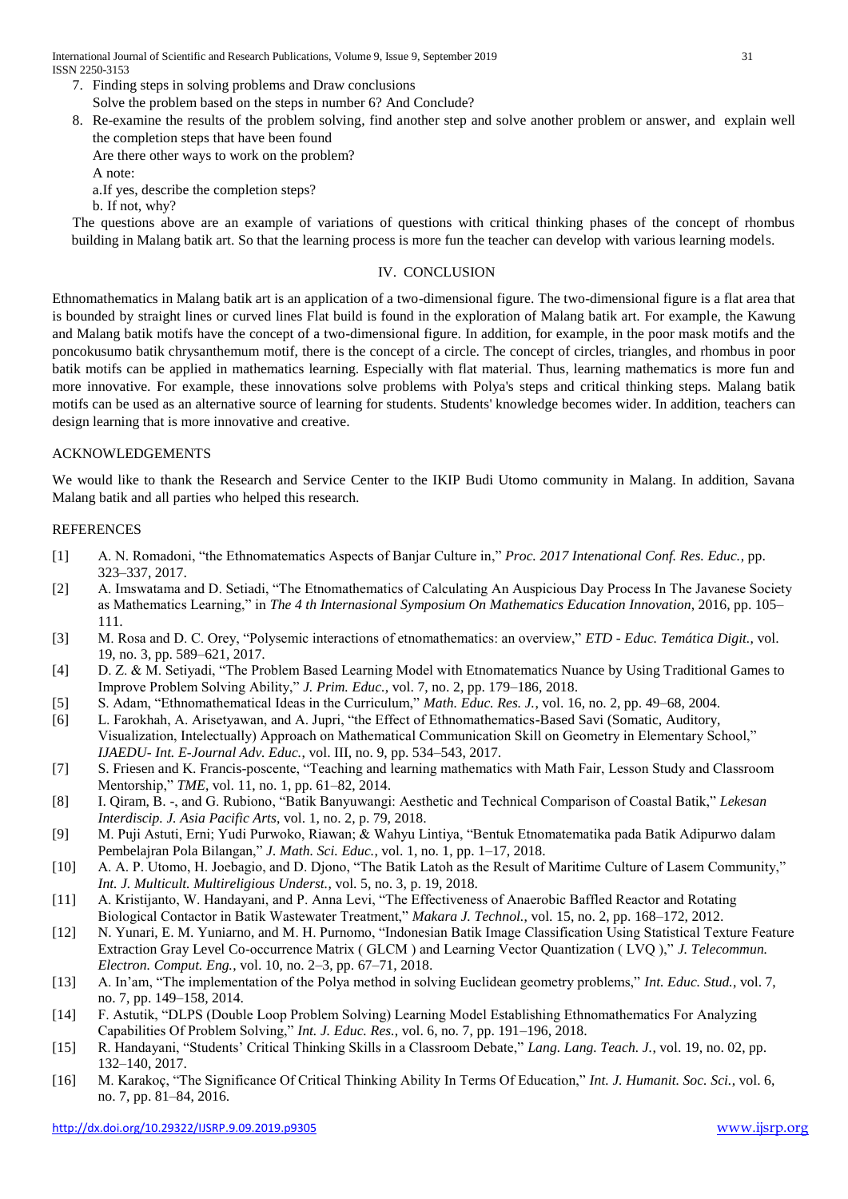7. Finding steps in solving problems and Draw conclusions
   Solve the problem based on the steps in number 6? And Conclude?
8. Re-examine the results of the problem solving, find another step and solve another problem or answer, and explain well the completion steps that have been found
   Are there other ways to work on the problem?
   A note:
   a.If yes, describe the completion steps?
   b. If not, why?

The questions above are an example of variations of questions with critical thinking phases of the concept of rhombus building in Malang batik art. So that the learning process is more fun the teacher can develop with various learning models.

## IV. CONCLUSION

Ethnomathematics in Malang batik art is an application of a two-dimensional figure. The two-dimensional figure is a flat area that is bounded by straight lines or curved lines Flat build is found in the exploration of Malang batik art. For example, the Kawung and Malang batik motifs have the concept of a two-dimensional figure. In addition, for example, in the poor mask motifs and the poncokusumo batik chrysanthemum motif, there is the concept of a circle. The concept of circles, triangles, and rhombus in poor batik motifs can be applied in mathematics learning. Especially with flat material. Thus, learning mathematics is more fun and more innovative. For example, these innovations solve problems with Polya's steps and critical thinking steps. Malang batik motifs can be used as an alternative source of learning for students. Students' knowledge becomes wider. In addition, teachers can design learning that is more innovative and creative.

## ACKNOWLEDGEMENTS

We would like to thank the Research and Service Center to the IKIP Budi Utomo community in Malang. In addition, Savana Malang batik and all parties who helped this research.

## REFERENCES

[1] A. N. Romadoni, "the Ethnomatematics Aspects of Banjar Culture in," *Proc. 2017 Intenational Conf. Res. Educ.*, pp. 323–337, 2017.

[2] A. Imswatama and D. Setiadi, "The Etnomathematics of Calculating An Auspicious Day Process In The Javanese Society as Mathematics Learning," in *The 4 th Internasional Symposium On Mathematics Education Innovation*, 2016, pp. 105–111.

[3] M. Rosa and D. C. Orey, "Polysemic interactions of etnomathematics: an overview," *ETD - Educ. Temática Digit.*, vol. 19, no. 3, pp. 589–621, 2017.

[4] D. Z. & M. Setiyadi, "The Problem Based Learning Model with Etnomatematics Nuance by Using Traditional Games to Improve Problem Solving Ability," *J. Prim. Educ.*, vol. 7, no. 2, pp. 179–186, 2018.

[5] S. Adam, "Ethnomathematical Ideas in the Curriculum," *Math. Educ. Res. J.*, vol. 16, no. 2, pp. 49–68, 2004.

[6] L. Farokhah, A. Arisetyawan, and A. Jupri, "the Effect of Ethnomathematics-Based Savi (Somatic, Auditory, Visualization, Intelectually) Approach on Mathematical Communication Skill on Geometry in Elementary School," *IJAEDU- Int. E-Journal Adv. Educ.*, vol. III, no. 9, pp. 534–543, 2017.

[7] S. Friesen and K. Francis-poscente, "Teaching and learning mathematics with Math Fair, Lesson Study and Classroom Mentorship," *TME*, vol. 11, no. 1, pp. 61–82, 2014.

[8] I. Qiram, B. -, and G. Rubiono, "Batik Banyuwangi: Aesthetic and Technical Comparison of Coastal Batik," *Lekesan Interdiscip. J. Asia Pacific Arts*, vol. 1, no. 2, p. 79, 2018.

[9] M. Puji Astuti, Erni; Yudi Purwoko, Riawan; & Wahyu Lintiya, "Bentuk Etnomatematika pada Batik Adipurwo dalam Pembelajran Pola Bilangan," *J. Math. Sci. Educ.*, vol. 1, no. 1, pp. 1–17, 2018.

[10] A. A. P. Utomo, H. Joebagio, and D. Djono, "The Batik Latoh as the Result of Maritime Culture of Lasem Community," *Int. J. Multicult. Multireligious Underst.*, vol. 5, no. 3, p. 19, 2018.

[11] A. Kristijanto, W. Handayani, and P. Anna Levi, "The Effectiveness of Anaerobic Baffled Reactor and Rotating Biological Contactor in Batik Wastewater Treatment," *Makara J. Technol.*, vol. 15, no. 2, pp. 168–172, 2012.

[12] N. Yunari, E. M. Yuniarno, and M. H. Purnomo, "Indonesian Batik Image Classification Using Statistical Texture Feature Extraction Gray Level Co-occurrence Matrix ( GLCM ) and Learning Vector Quantization ( LVQ )," *J. Telecommun. Electron. Comput. Eng.*, vol. 10, no. 2–3, pp. 67–71, 2018.

[13] A. In'am, "The implementation of the Polya method in solving Euclidean geometry problems," *Int. Educ. Stud.*, vol. 7, no. 7, pp. 149–158, 2014.

[14] F. Astutik, "DLPS (Double Loop Problem Solving) Learning Model Establishing Ethnomathematics For Analyzing Capabilities Of Problem Solving," *Int. J. Educ. Res.*, vol. 6, no. 7, pp. 191–196, 2018.

[15] R. Handayani, "Students' Critical Thinking Skills in a Classroom Debate," *Lang. Lang. Teach. J.*, vol. 19, no. 02, pp. 132–140, 2017.

[16] M. Karakoç, "The Significance Of Critical Thinking Ability In Terms Of Education," *Int. J. Humanit. Soc. Sci.*, vol. 6, no. 7, pp. 81–84, 2016.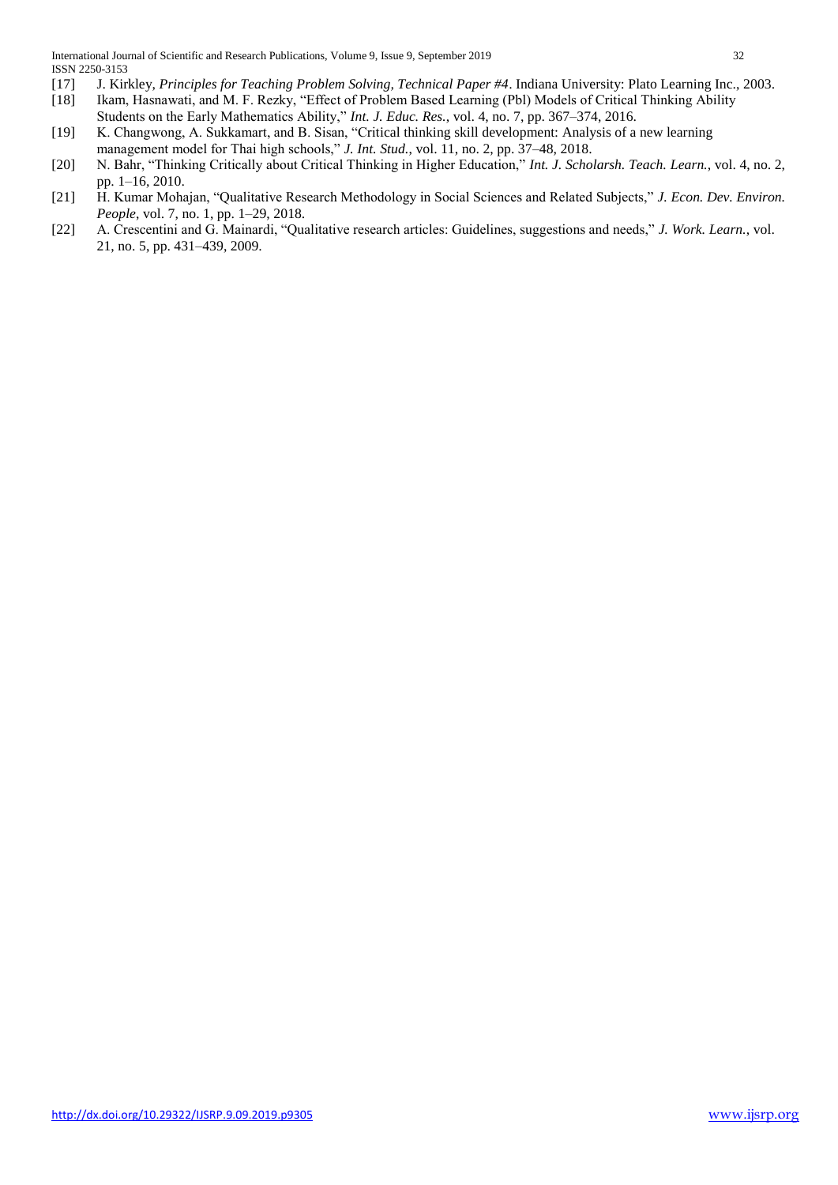[17] J. Kirkley, *Principles for Teaching Problem Solving, Technical Paper #4*. Indiana University: Plato Learning Inc., 2003.

[18] Ikam, Hasnawati, and M. F. Rezky, "Effect of Problem Based Learning (Pbl) Models of Critical Thinking Ability Students on the Early Mathematics Ability," *Int. J. Educ. Res.*, vol. 4, no. 7, pp. 367–374, 2016.

[19] K. Changwong, A. Sukkamart, and B. Sisan, "Critical thinking skill development: Analysis of a new learning management model for Thai high schools," *J. Int. Stud.*, vol. 11, no. 2, pp. 37–48, 2018.

[20] N. Bahr, "Thinking Critically about Critical Thinking in Higher Education," *Int. J. Scholarsh. Teach. Learn.*, vol. 4, no. 2, pp. 1–16, 2010.

[21] H. Kumar Mohajan, "Qualitative Research Methodology in Social Sciences and Related Subjects," *J. Econ. Dev. Environ. People*, vol. 7, no. 1, pp. 1–29, 2018.

[22] A. Crescentini and G. Mainardi, "Qualitative research articles: Guidelines, suggestions and needs," *J. Work. Learn.*, vol. 21, no. 5, pp. 431–439, 2009.